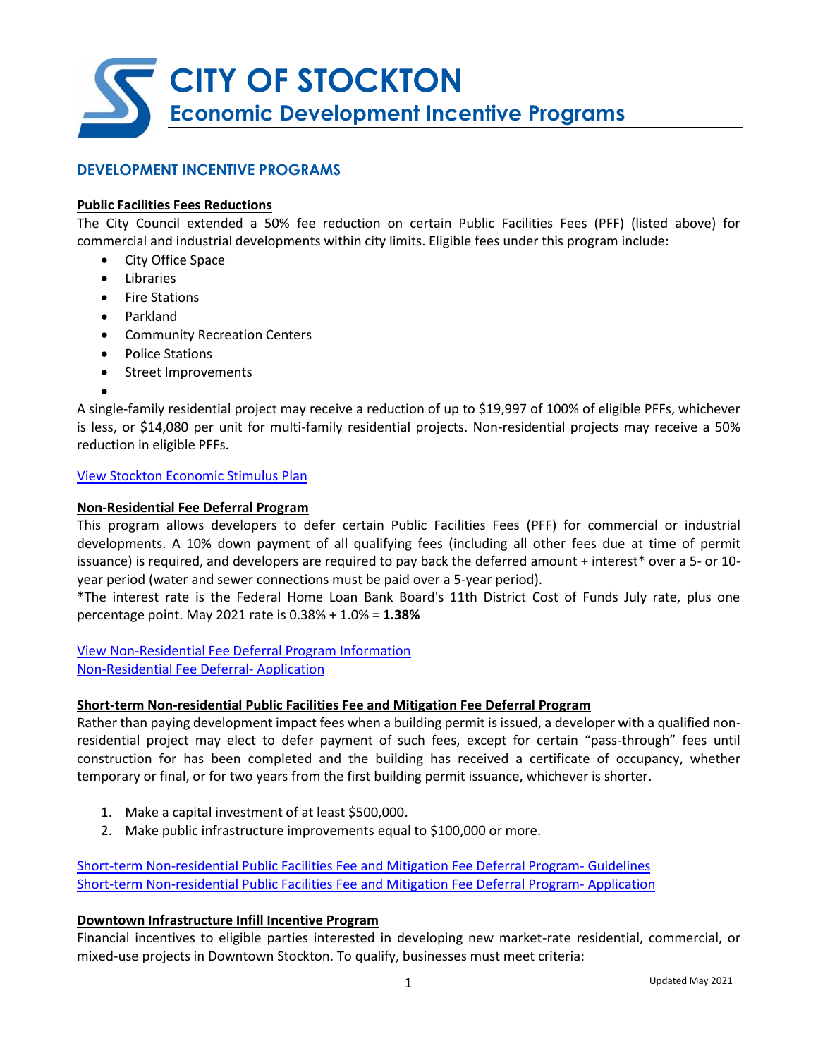# CITY OF STOCKTON

## Economic Development Incentive Programs

### DEVELOPMENT INCENTIVE PROGRAMS

**Public Facilities Fees Reductions**

The City Council extended a 50% fee reduction on certain Public Facilities Fees (PFF) (listed above) for commercial and industrial developments within city limits. Eligible fees under this program include:

- City Office Space
- Libraries
- Fire Stations
- Parkland
- Community Recreation Centers
- Police Stations
- Street Improvements
-

A single-family residential project may receive a reduction of up to $19,997 of 100% of eligible PFFs, whichever is less, or $14,080 per unit for multi-family residential projects. Non-residential projects may receive a 50% reduction in eligible PFFs.

View Stockton Economic Stimulus Plan

**Non-Residential Fee Deferral Program**

This program allows developers to defer certain Public Facilities Fees (PFF) for commercial or industrial developments. A 10% down payment of all qualifying fees (including all other fees due at time of permit issuance) is required, and developers are required to pay back the deferred amount + interest* over a 5- or 10-year period (water and sewer connections must be paid over a 5-year period).

*The interest rate is the Federal Home Loan Bank Board's 11th District Cost of Funds July rate, plus one percentage point. May 2021 rate is 0.38% + 1.0% = **1.38%**

View Non-Residential Fee Deferral Program Information
Non-Residential Fee Deferral- Application

**Short-term Non-residential Public Facilities Fee and Mitigation Fee Deferral Program**

Rather than paying development impact fees when a building permit is issued, a developer with a qualified non-residential project may elect to defer payment of such fees, except for certain "pass-through" fees until construction for has been completed and the building has received a certificate of occupancy, whether temporary or final, or for two years from the first building permit issuance, whichever is shorter.

1. Make a capital investment of at least $500,000.
2. Make public infrastructure improvements equal to $100,000 or more.

Short-term Non-residential Public Facilities Fee and Mitigation Fee Deferral Program- Guidelines
Short-term Non-residential Public Facilities Fee and Mitigation Fee Deferral Program- Application

**Downtown Infrastructure Infill Incentive Program**

Financial incentives to eligible parties interested in developing new market-rate residential, commercial, or mixed-use projects in Downtown Stockton. To qualify, businesses must meet criteria: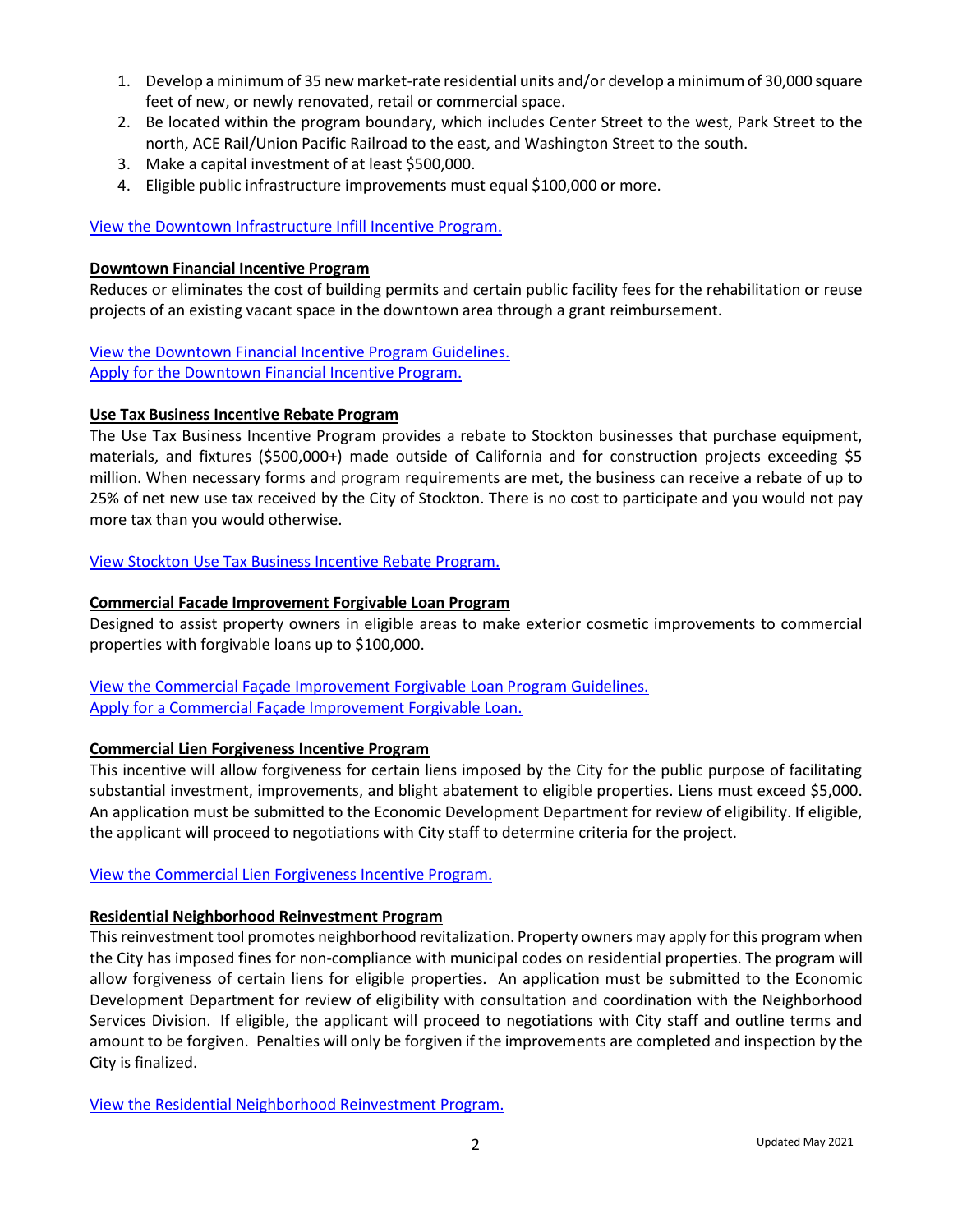1. Develop a minimum of 35 new market-rate residential units and/or develop a minimum of 30,000 square feet of new, or newly renovated, retail or commercial space.
2. Be located within the program boundary, which includes Center Street to the west, Park Street to the north, ACE Rail/Union Pacific Railroad to the east, and Washington Street to the south.
3. Make a capital investment of at least $500,000.
4. Eligible public infrastructure improvements must equal $100,000 or more.

View the Downtown Infrastructure Infill Incentive Program.

**Downtown Financial Incentive Program**

Reduces or eliminates the cost of building permits and certain public facility fees for the rehabilitation or reuse projects of an existing vacant space in the downtown area through a grant reimbursement.

View the Downtown Financial Incentive Program Guidelines.
Apply for the Downtown Financial Incentive Program.

**Use Tax Business Incentive Rebate Program**

The Use Tax Business Incentive Program provides a rebate to Stockton businesses that purchase equipment, materials, and fixtures ($500,000+) made outside of California and for construction projects exceeding $5 million. When necessary forms and program requirements are met, the business can receive a rebate of up to 25% of net new use tax received by the City of Stockton. There is no cost to participate and you would not pay more tax than you would otherwise.

View Stockton Use Tax Business Incentive Rebate Program.

**Commercial Facade Improvement Forgivable Loan Program**

Designed to assist property owners in eligible areas to make exterior cosmetic improvements to commercial properties with forgivable loans up to $100,000.

View the Commercial Façade Improvement Forgivable Loan Program Guidelines.
Apply for a Commercial Façade Improvement Forgivable Loan.

**Commercial Lien Forgiveness Incentive Program**

This incentive will allow forgiveness for certain liens imposed by the City for the public purpose of facilitating substantial investment, improvements, and blight abatement to eligible properties. Liens must exceed $5,000. An application must be submitted to the Economic Development Department for review of eligibility. If eligible, the applicant will proceed to negotiations with City staff to determine criteria for the project.

View the Commercial Lien Forgiveness Incentive Program.

**Residential Neighborhood Reinvestment Program**

This reinvestment tool promotes neighborhood revitalization. Property owners may apply for this program when the City has imposed fines for non-compliance with municipal codes on residential properties. The program will allow forgiveness of certain liens for eligible properties. An application must be submitted to the Economic Development Department for review of eligibility with consultation and coordination with the Neighborhood Services Division. If eligible, the applicant will proceed to negotiations with City staff and outline terms and amount to be forgiven. Penalties will only be forgiven if the improvements are completed and inspection by the City is finalized.

View the Residential Neighborhood Reinvestment Program.

Updated May 2021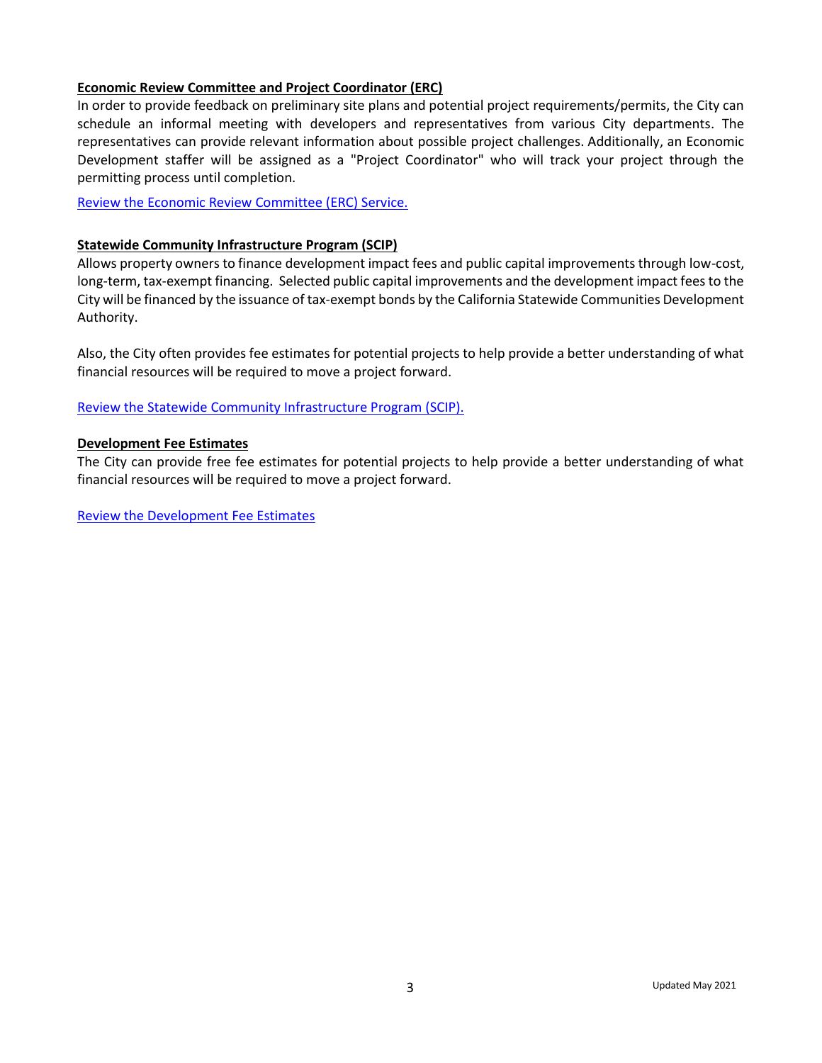**Economic Review Committee and Project Coordinator (ERC)**

In order to provide feedback on preliminary site plans and potential project requirements/permits, the City can schedule an informal meeting with developers and representatives from various City departments. The representatives can provide relevant information about possible project challenges. Additionally, an Economic Development staffer will be assigned as a "Project Coordinator" who will track your project through the permitting process until completion.

[Review the Economic Review Committee (ERC) Service.]()

**Statewide Community Infrastructure Program (SCIP)**

Allows property owners to finance development impact fees and public capital improvements through low-cost, long-term, tax-exempt financing. Selected public capital improvements and the development impact fees to the City will be financed by the issuance of tax-exempt bonds by the California Statewide Communities Development Authority.

Also, the City often provides fee estimates for potential projects to help provide a better understanding of what financial resources will be required to move a project forward.

[Review the Statewide Community Infrastructure Program (SCIP).]()

**Development Fee Estimates**

The City can provide free fee estimates for potential projects to help provide a better understanding of what financial resources will be required to move a project forward.

[Review the Development Fee Estimates]()

Updated May 2021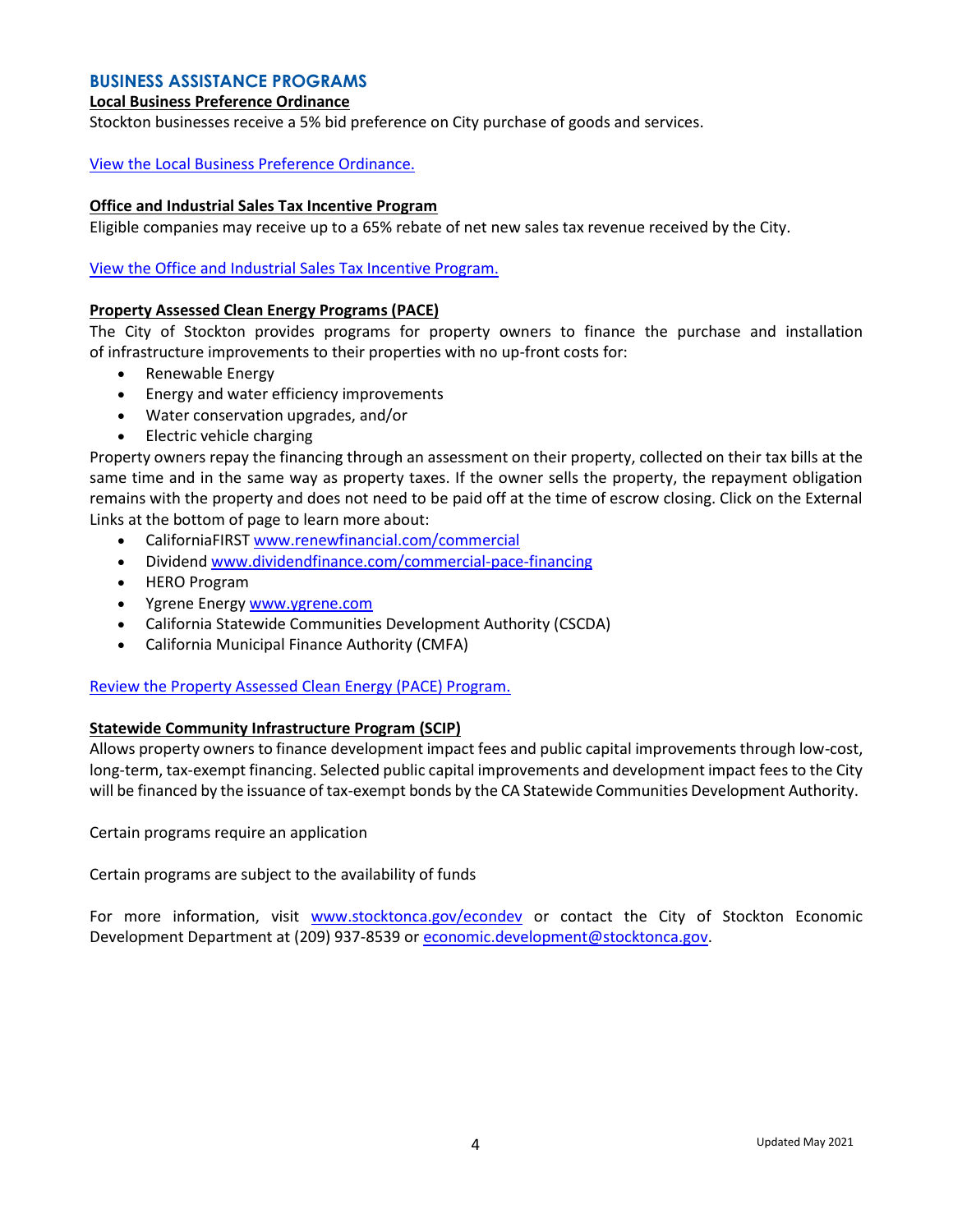## BUSINESS ASSISTANCE PROGRAMS

**Local Business Preference Ordinance**

Stockton businesses receive a 5% bid preference on City purchase of goods and services.

[View the Local Business Preference Ordinance.]()

**Office and Industrial Sales Tax Incentive Program**

Eligible companies may receive up to a 65% rebate of net new sales tax revenue received by the City.

[View the Office and Industrial Sales Tax Incentive Program.]()

**Property Assessed Clean Energy Programs (PACE)**

The City of Stockton provides programs for property owners to finance the purchase and installation of infrastructure improvements to their properties with no up-front costs for:

- Renewable Energy
- Energy and water efficiency improvements
- Water conservation upgrades, and/or
- Electric vehicle charging

Property owners repay the financing through an assessment on their property, collected on their tax bills at the same time and in the same way as property taxes. If the owner sells the property, the repayment obligation remains with the property and does not need to be paid off at the time of escrow closing. Click on the External Links at the bottom of page to learn more about:

- CaliforniaFIRST www.renewfinancial.com/commercial
- Dividend www.dividendfinance.com/commercial-pace-financing
- HERO Program
- Ygrene Energy www.ygrene.com
- California Statewide Communities Development Authority (CSCDA)
- California Municipal Finance Authority (CMFA)

[Review the Property Assessed Clean Energy (PACE) Program.]()

**Statewide Community Infrastructure Program (SCIP)**

Allows property owners to finance development impact fees and public capital improvements through low-cost, long-term, tax-exempt financing. Selected public capital improvements and development impact fees to the City will be financed by the issuance of tax-exempt bonds by the CA Statewide Communities Development Authority.

Certain programs require an application

Certain programs are subject to the availability of funds

For more information, visit www.stocktonca.gov/econdev or contact the City of Stockton Economic Development Department at (209) 937-8539 or economic.development@stocktonca.gov.

Updated May 2021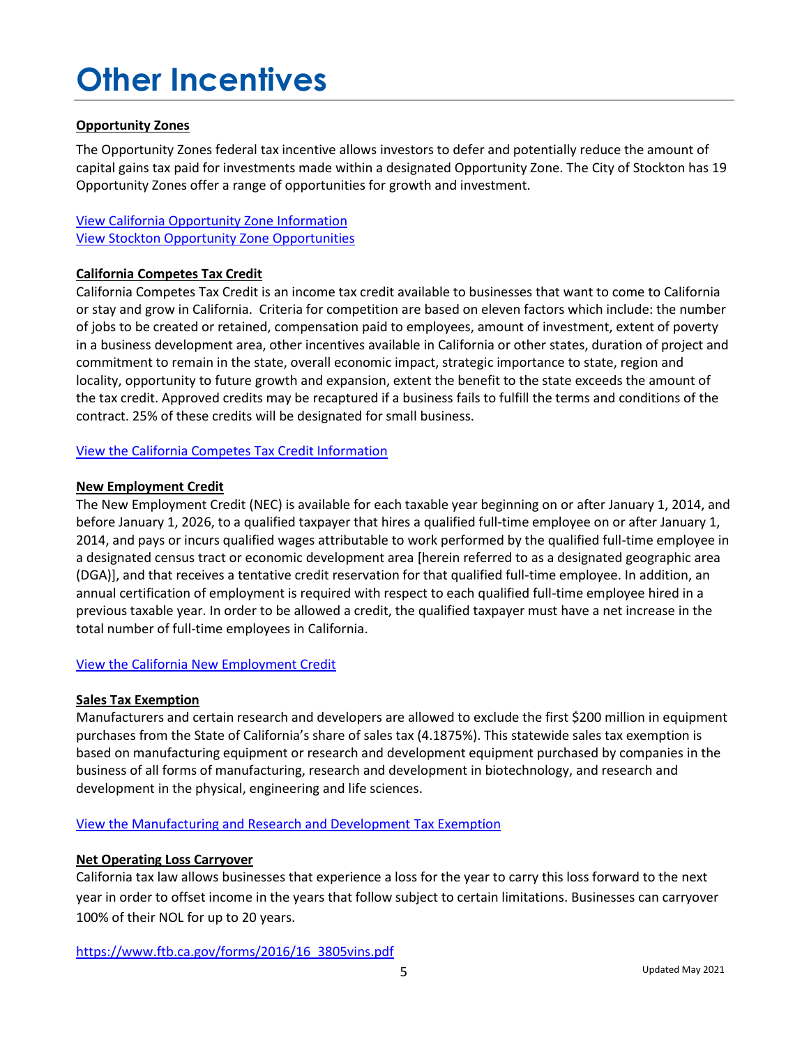# Other Incentives

**Opportunity Zones**

The Opportunity Zones federal tax incentive allows investors to defer and potentially reduce the amount of capital gains tax paid for investments made within a designated Opportunity Zone. The City of Stockton has 19 Opportunity Zones offer a range of opportunities for growth and investment.

View California Opportunity Zone Information
View Stockton Opportunity Zone Opportunities

**California Competes Tax Credit**

California Competes Tax Credit is an income tax credit available to businesses that want to come to California or stay and grow in California. Criteria for competition are based on eleven factors which include: the number of jobs to be created or retained, compensation paid to employees, amount of investment, extent of poverty in a business development area, other incentives available in California or other states, duration of project and commitment to remain in the state, overall economic impact, strategic importance to state, region and locality, opportunity to future growth and expansion, extent the benefit to the state exceeds the amount of the tax credit. Approved credits may be recaptured if a business fails to fulfill the terms and conditions of the contract. 25% of these credits will be designated for small business.

View the California Competes Tax Credit Information

**New Employment Credit**

The New Employment Credit (NEC) is available for each taxable year beginning on or after January 1, 2014, and before January 1, 2026, to a qualified taxpayer that hires a qualified full-time employee on or after January 1, 2014, and pays or incurs qualified wages attributable to work performed by the qualified full-time employee in a designated census tract or economic development area [herein referred to as a designated geographic area (DGA)], and that receives a tentative credit reservation for that qualified full-time employee. In addition, an annual certification of employment is required with respect to each qualified full-time employee hired in a previous taxable year. In order to be allowed a credit, the qualified taxpayer must have a net increase in the total number of full-time employees in California.

View the California New Employment Credit

**Sales Tax Exemption**

Manufacturers and certain research and developers are allowed to exclude the first $200 million in equipment purchases from the State of California's share of sales tax (4.1875%). This statewide sales tax exemption is based on manufacturing equipment or research and development equipment purchased by companies in the business of all forms of manufacturing, research and development in biotechnology, and research and development in the physical, engineering and life sciences.

View the Manufacturing and Research and Development Tax Exemption

**Net Operating Loss Carryover**

California tax law allows businesses that experience a loss for the year to carry this loss forward to the next year in order to offset income in the years that follow subject to certain limitations. Businesses can carryover 100% of their NOL for up to 20 years.

https://www.ftb.ca.gov/forms/2016/16_3805vins.pdf

Updated May 2021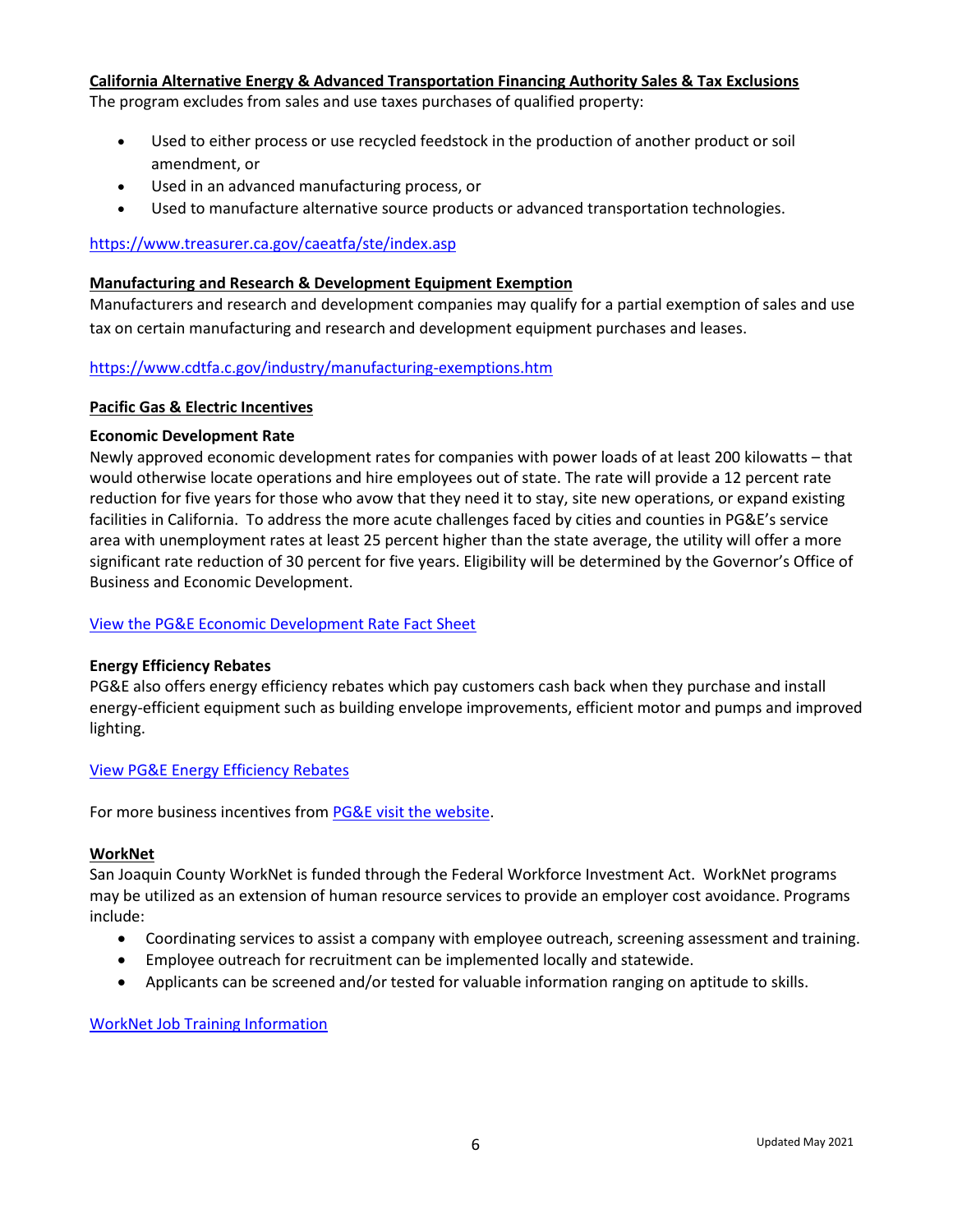**California Alternative Energy & Advanced Transportation Financing Authority Sales & Tax Exclusions**

The program excludes from sales and use taxes purchases of qualified property:

- Used to either process or use recycled feedstock in the production of another product or soil amendment, or
- Used in an advanced manufacturing process, or
- Used to manufacture alternative source products or advanced transportation technologies.

https://www.treasurer.ca.gov/caeatfa/ste/index.asp

**Manufacturing and Research & Development Equipment Exemption**

Manufacturers and research and development companies may qualify for a partial exemption of sales and use tax on certain manufacturing and research and development equipment purchases and leases.

https://www.cdtfa.c.gov/industry/manufacturing-exemptions.htm

**Pacific Gas & Electric Incentives**

**Economic Development Rate**

Newly approved economic development rates for companies with power loads of at least 200 kilowatts – that would otherwise locate operations and hire employees out of state. The rate will provide a 12 percent rate reduction for five years for those who avow that they need it to stay, site new operations, or expand existing facilities in California. To address the more acute challenges faced by cities and counties in PG&E's service area with unemployment rates at least 25 percent higher than the state average, the utility will offer a more significant rate reduction of 30 percent for five years. Eligibility will be determined by the Governor's Office of Business and Economic Development.

View the PG&E Economic Development Rate Fact Sheet

**Energy Efficiency Rebates**

PG&E also offers energy efficiency rebates which pay customers cash back when they purchase and install energy-efficient equipment such as building envelope improvements, efficient motor and pumps and improved lighting.

View PG&E Energy Efficiency Rebates

For more business incentives from PG&E visit the website.

**WorkNet**

San Joaquin County WorkNet is funded through the Federal Workforce Investment Act. WorkNet programs may be utilized as an extension of human resource services to provide an employer cost avoidance. Programs include:

- Coordinating services to assist a company with employee outreach, screening assessment and training.
- Employee outreach for recruitment can be implemented locally and statewide.
- Applicants can be screened and/or tested for valuable information ranging on aptitude to skills.

WorkNet Job Training Information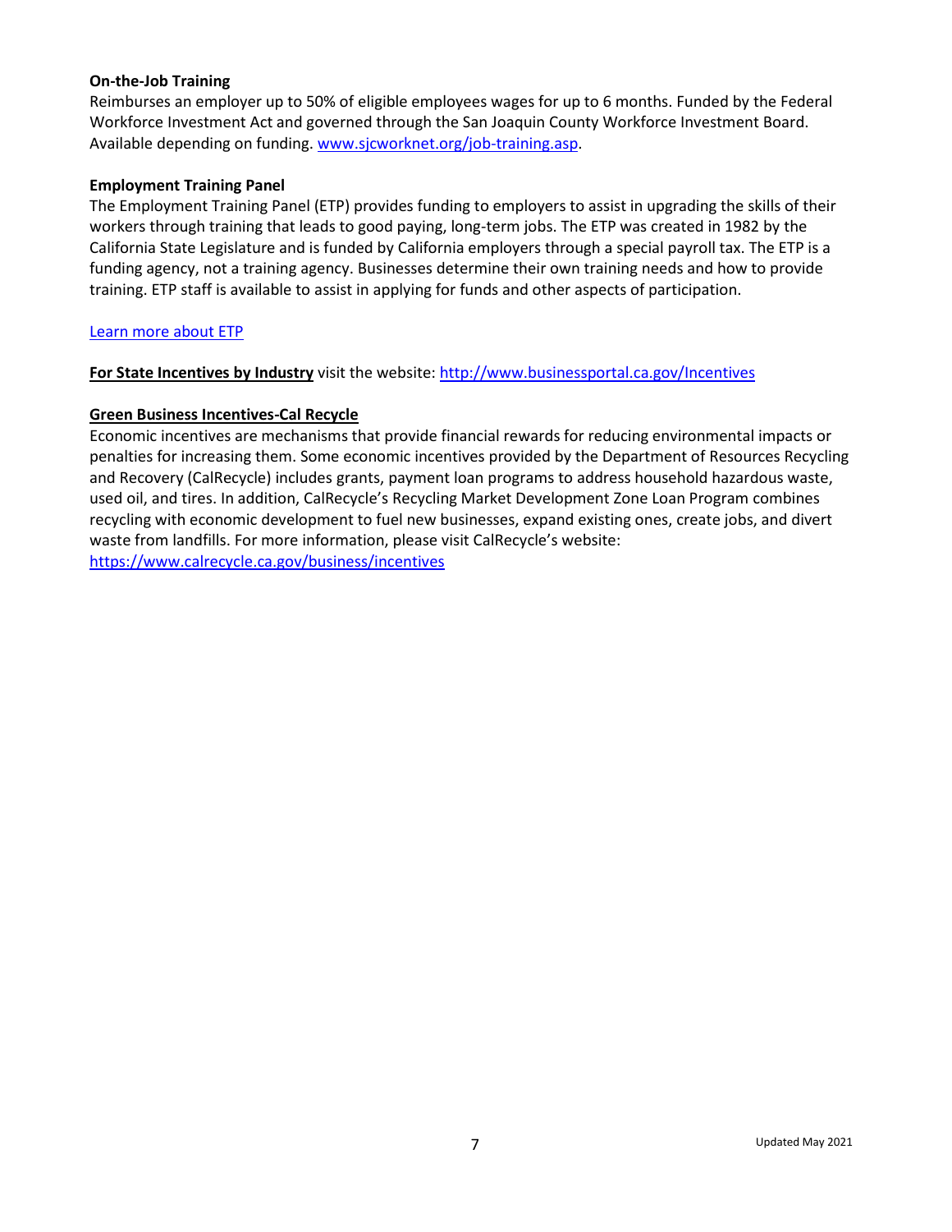**On-the-Job Training**

Reimburses an employer up to 50% of eligible employees wages for up to 6 months. Funded by the Federal Workforce Investment Act and governed through the San Joaquin County Workforce Investment Board. Available depending on funding. [www.sjcworknet.org/job-training.asp](www.sjcworknet.org/job-training.asp).

**Employment Training Panel**

The Employment Training Panel (ETP) provides funding to employers to assist in upgrading the skills of their workers through training that leads to good paying, long-term jobs. The ETP was created in 1982 by the California State Legislature and is funded by California employers through a special payroll tax. The ETP is a funding agency, not a training agency. Businesses determine their own training needs and how to provide training. ETP staff is available to assist in applying for funds and other aspects of participation.

Learn more about ETP

**For State Incentives by Industry** visit the website: [http://www.businessportal.ca.gov/Incentives](http://www.businessportal.ca.gov/Incentives)

**Green Business Incentives-Cal Recycle**

Economic incentives are mechanisms that provide financial rewards for reducing environmental impacts or penalties for increasing them. Some economic incentives provided by the Department of Resources Recycling and Recovery (CalRecycle) includes grants, payment loan programs to address household hazardous waste, used oil, and tires. In addition, CalRecycle's Recycling Market Development Zone Loan Program combines recycling with economic development to fuel new businesses, expand existing ones, create jobs, and divert waste from landfills. For more information, please visit CalRecycle's website: [https://www.calrecycle.ca.gov/business/incentives](https://www.calrecycle.ca.gov/business/incentives)

Updated May 2021